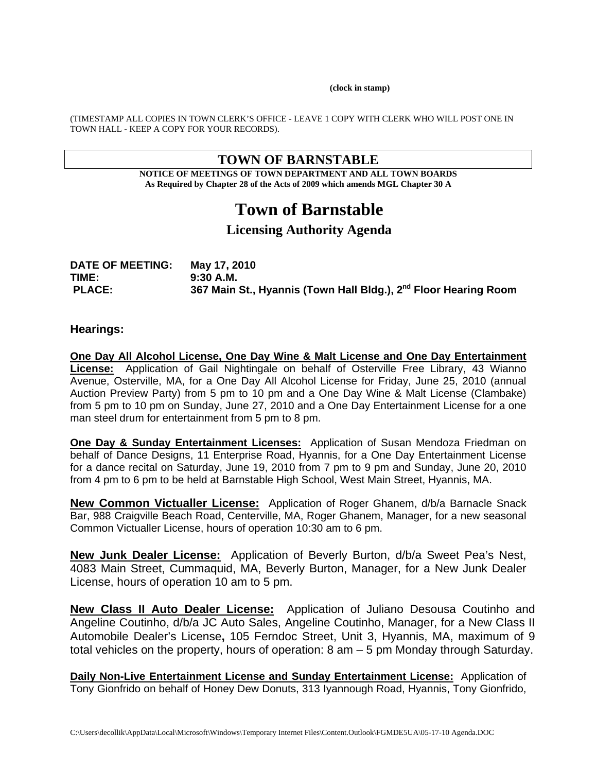**(clock in stamp)**

(TIMESTAMP ALL COPIES IN TOWN CLERK'S OFFICE - LEAVE 1 COPY WITH CLERK WHO WILL POST ONE IN TOWN HALL - KEEP A COPY FOR YOUR RECORDS).

## TOWN OF BARNSTABLE

**NOTICE OF MEETINGS OF TOWN DEPARTMENT AND ALL TOWN BOARDS**
**As Required by Chapter 28 of the Acts of 2009 which amends MGL Chapter 30 A**

# Town of Barnstable

## Licensing Authority Agenda

**DATE OF MEETING:** **May 17, 2010**
**TIME:** **9:30 A.M.**
**PLACE:** **367 Main St., Hyannis (Town Hall Bldg.), 2nd Floor Hearing Room**

### Hearings:

**One Day All Alcohol License, One Day Wine & Malt License and One Day Entertainment License:** Application of Gail Nightingale on behalf of Osterville Free Library, 43 Wianno Avenue, Osterville, MA, for a One Day All Alcohol License for Friday, June 25, 2010 (annual Auction Preview Party) from 5 pm to 10 pm and a One Day Wine & Malt License (Clambake) from 5 pm to 10 pm on Sunday, June 27, 2010 and a One Day Entertainment License for a one man steel drum for entertainment from 5 pm to 8 pm.

**One Day & Sunday Entertainment Licenses:** Application of Susan Mendoza Friedman on behalf of Dance Designs, 11 Enterprise Road, Hyannis, for a One Day Entertainment License for a dance recital on Saturday, June 19, 2010 from 7 pm to 9 pm and Sunday, June 20, 2010 from 4 pm to 6 pm to be held at Barnstable High School, West Main Street, Hyannis, MA.

**New Common Victualler License:** Application of Roger Ghanem, d/b/a Barnacle Snack Bar, 988 Craigville Beach Road, Centerville, MA, Roger Ghanem, Manager, for a new seasonal Common Victualler License, hours of operation 10:30 am to 6 pm.

**New Junk Dealer License:** Application of Beverly Burton, d/b/a Sweet Pea's Nest, 4083 Main Street, Cummaquid, MA, Beverly Burton, Manager, for a New Junk Dealer License, hours of operation 10 am to 5 pm.

**New Class II Auto Dealer License:** Application of Juliano Desousa Coutinho and Angeline Coutinho, d/b/a JC Auto Sales, Angeline Coutinho, Manager, for a New Class II Automobile Dealer's License**,** 105 Ferndoc Street, Unit 3, Hyannis, MA, maximum of 9 total vehicles on the property, hours of operation: 8 am – 5 pm Monday through Saturday.

**Daily Non-Live Entertainment License and Sunday Entertainment License:** Application of Tony Gionfrido on behalf of Honey Dew Donuts, 313 Iyannough Road, Hyannis, Tony Gionfrido,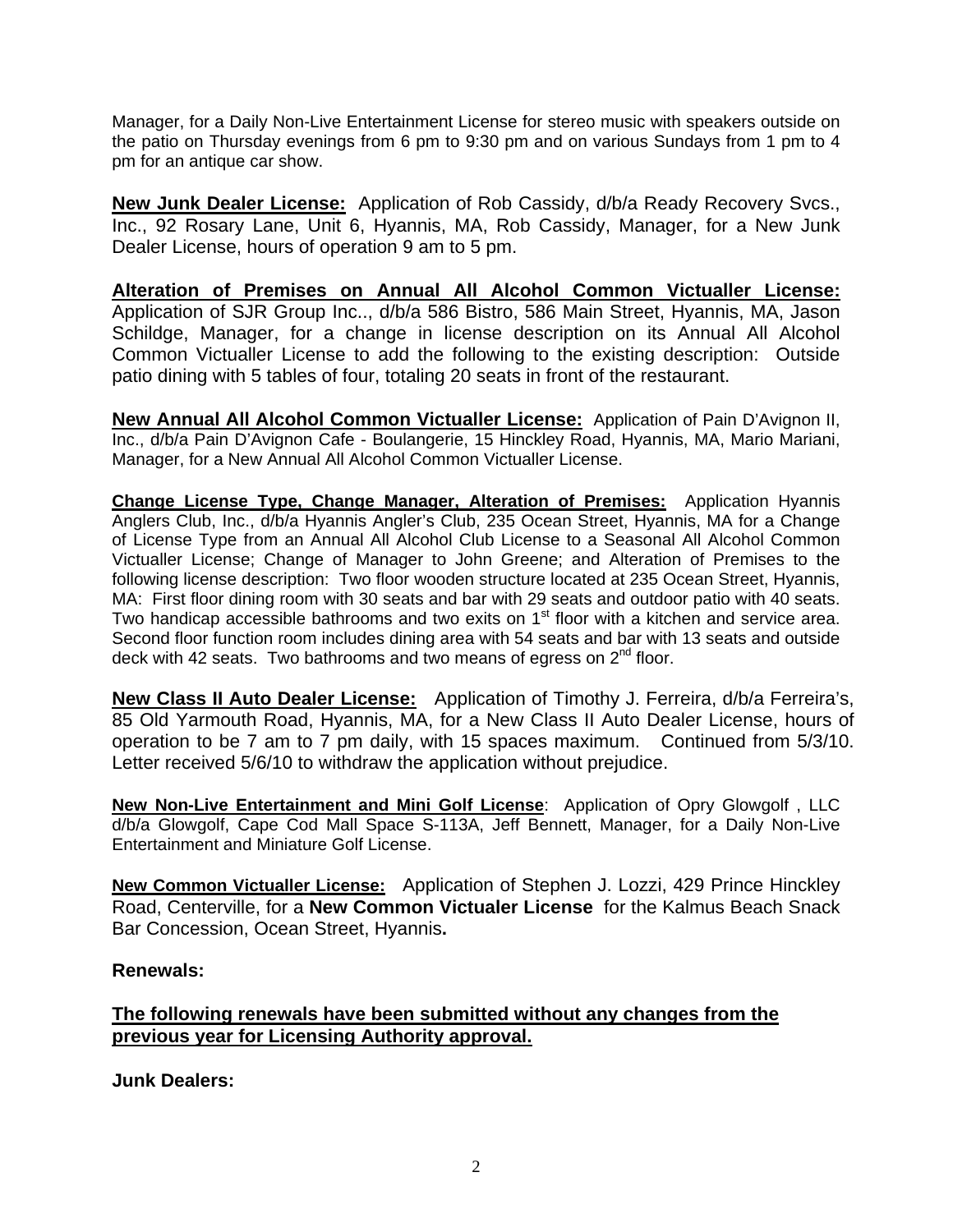Manager, for a Daily Non-Live Entertainment License for stereo music with speakers outside on the patio on Thursday evenings from 6 pm to 9:30 pm and on various Sundays from 1 pm to 4 pm for an antique car show.

**New Junk Dealer License:** Application of Rob Cassidy, d/b/a Ready Recovery Svcs., Inc., 92 Rosary Lane, Unit 6, Hyannis, MA, Rob Cassidy, Manager, for a New Junk Dealer License, hours of operation 9 am to 5 pm.

**Alteration of Premises on Annual All Alcohol Common Victualler License:** Application of SJR Group Inc.., d/b/a 586 Bistro, 586 Main Street, Hyannis, MA, Jason Schildge, Manager, for a change in license description on its Annual All Alcohol Common Victualler License to add the following to the existing description: Outside patio dining with 5 tables of four, totaling 20 seats in front of the restaurant.

**New Annual All Alcohol Common Victualler License:** Application of Pain D'Avignon II, Inc., d/b/a Pain D'Avignon Cafe - Boulangerie, 15 Hinckley Road, Hyannis, MA, Mario Mariani, Manager, for a New Annual All Alcohol Common Victualler License.

**Change License Type, Change Manager, Alteration of Premises:** Application Hyannis Anglers Club, Inc., d/b/a Hyannis Angler's Club, 235 Ocean Street, Hyannis, MA for a Change of License Type from an Annual All Alcohol Club License to a Seasonal All Alcohol Common Victualler License; Change of Manager to John Greene; and Alteration of Premises to the following license description: Two floor wooden structure located at 235 Ocean Street, Hyannis, MA: First floor dining room with 30 seats and bar with 29 seats and outdoor patio with 40 seats. Two handicap accessible bathrooms and two exits on 1st floor with a kitchen and service area. Second floor function room includes dining area with 54 seats and bar with 13 seats and outside deck with 42 seats. Two bathrooms and two means of egress on 2nd floor.

**New Class II Auto Dealer License:** Application of Timothy J. Ferreira, d/b/a Ferreira's, 85 Old Yarmouth Road, Hyannis, MA, for a New Class II Auto Dealer License, hours of operation to be 7 am to 7 pm daily, with 15 spaces maximum. Continued from 5/3/10. Letter received 5/6/10 to withdraw the application without prejudice.

**New Non-Live Entertainment and Mini Golf License**: Application of Opry Glowgolf , LLC d/b/a Glowgolf, Cape Cod Mall Space S-113A, Jeff Bennett, Manager, for a Daily Non-Live Entertainment and Miniature Golf License.

**New Common Victualler License:** Application of Stephen J. Lozzi, 429 Prince Hinckley Road, Centerville, for a **New Common Victualer License** for the Kalmus Beach Snack Bar Concession, Ocean Street, Hyannis**.**

**Renewals:**

**The following renewals have been submitted without any changes from the previous year for Licensing Authority approval.**

**Junk Dealers:**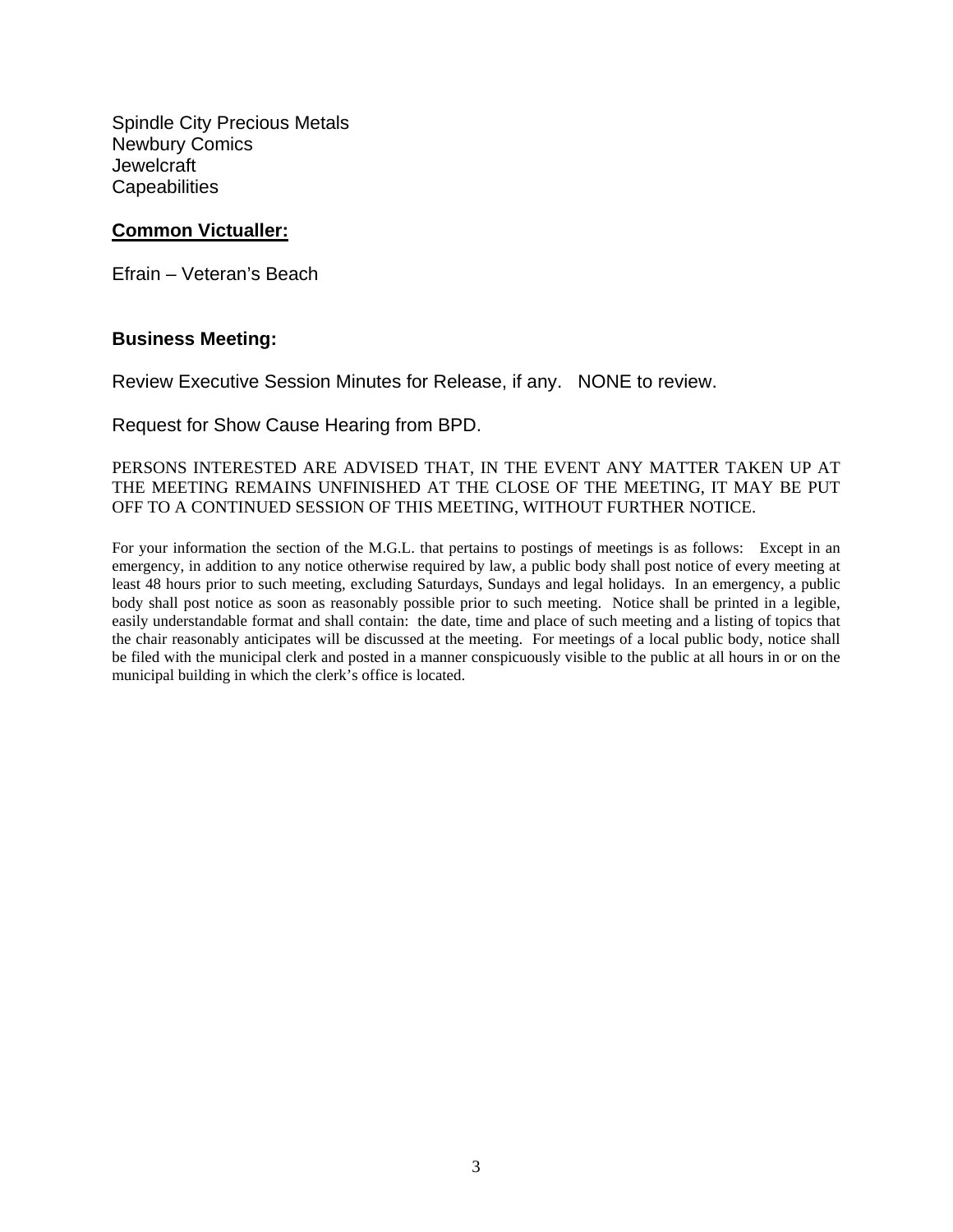Spindle City Precious Metals
Newbury Comics
Jewelcraft
Capeabilities

## **Common Victualler:**

Efrain – Veteran's Beach

## **Business Meeting:**

Review Executive Session Minutes for Release, if any. NONE to review.

Request for Show Cause Hearing from BPD.

PERSONS INTERESTED ARE ADVISED THAT, IN THE EVENT ANY MATTER TAKEN UP AT THE MEETING REMAINS UNFINISHED AT THE CLOSE OF THE MEETING, IT MAY BE PUT OFF TO A CONTINUED SESSION OF THIS MEETING, WITHOUT FURTHER NOTICE.

For your information the section of the M.G.L. that pertains to postings of meetings is as follows: Except in an emergency, in addition to any notice otherwise required by law, a public body shall post notice of every meeting at least 48 hours prior to such meeting, excluding Saturdays, Sundays and legal holidays. In an emergency, a public body shall post notice as soon as reasonably possible prior to such meeting. Notice shall be printed in a legible, easily understandable format and shall contain: the date, time and place of such meeting and a listing of topics that the chair reasonably anticipates will be discussed at the meeting. For meetings of a local public body, notice shall be filed with the municipal clerk and posted in a manner conspicuously visible to the public at all hours in or on the municipal building in which the clerk's office is located.